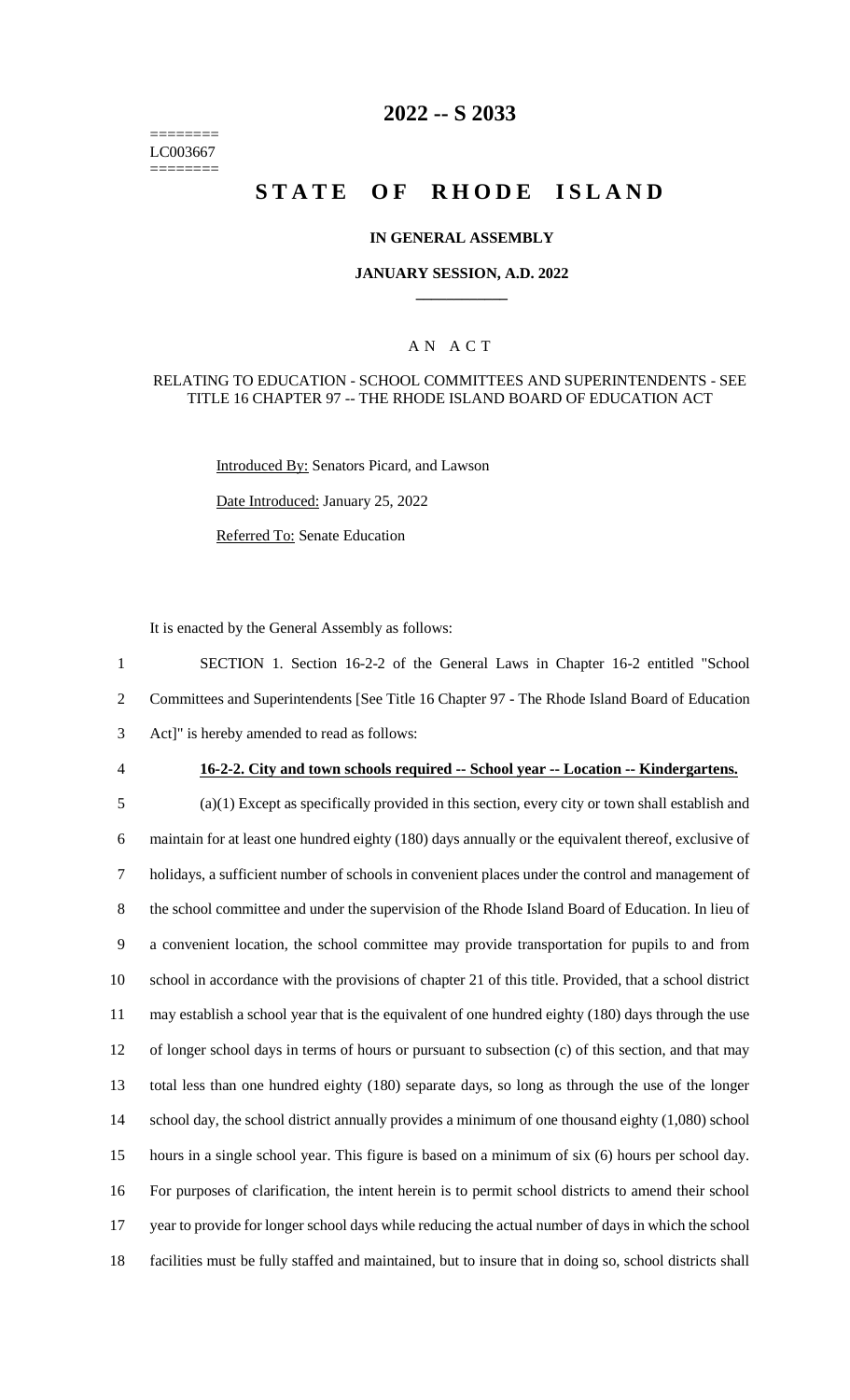========
LC003667
========

# 2022 -- S 2033

# STATE OF RHODE ISLAND

### IN GENERAL ASSEMBLY

### JANUARY SESSION, A.D. 2022

## AN ACT

RELATING TO EDUCATION - SCHOOL COMMITTEES AND SUPERINTENDENTS - SEE TITLE 16 CHAPTER 97 -- THE RHODE ISLAND BOARD OF EDUCATION ACT

Introduced By: Senators Picard, and Lawson

Date Introduced: January 25, 2022

Referred To: Senate Education

It is enacted by the General Assembly as follows:

SECTION 1. Section 16-2-2 of the General Laws in Chapter 16-2 entitled "School Committees and Superintendents [See Title 16 Chapter 97 - The Rhode Island Board of Education Act]" is hereby amended to read as follows:

**16-2-2. City and town schools required -- School year -- Location -- Kindergartens.**

(a)(1) Except as specifically provided in this section, every city or town shall establish and maintain for at least one hundred eighty (180) days annually or the equivalent thereof, exclusive of holidays, a sufficient number of schools in convenient places under the control and management of the school committee and under the supervision of the Rhode Island Board of Education. In lieu of a convenient location, the school committee may provide transportation for pupils to and from school in accordance with the provisions of chapter 21 of this title. Provided, that a school district may establish a school year that is the equivalent of one hundred eighty (180) days through the use of longer school days in terms of hours or pursuant to subsection (c) of this section, and that may total less than one hundred eighty (180) separate days, so long as through the use of the longer school day, the school district annually provides a minimum of one thousand eighty (1,080) school hours in a single school year. This figure is based on a minimum of six (6) hours per school day. For purposes of clarification, the intent herein is to permit school districts to amend their school year to provide for longer school days while reducing the actual number of days in which the school facilities must be fully staffed and maintained, but to insure that in doing so, school districts shall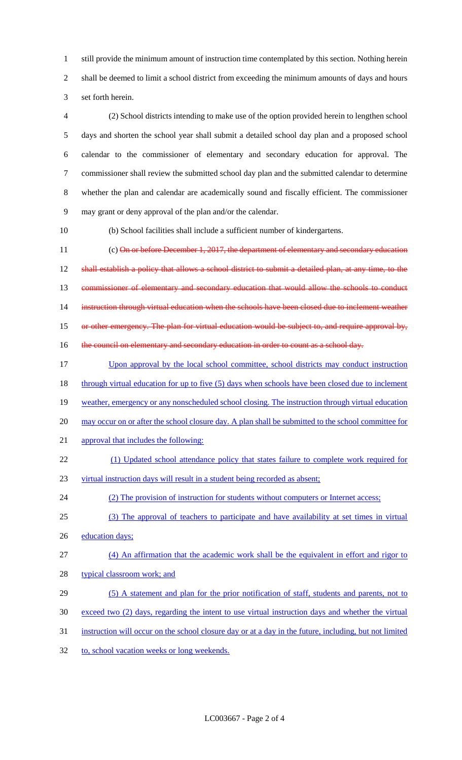still provide the minimum amount of instruction time contemplated by this section. Nothing herein shall be deemed to limit a school district from exceeding the minimum amounts of days and hours set forth herein.

(2) School districts intending to make use of the option provided herein to lengthen school days and shorten the school year shall submit a detailed school day plan and a proposed school calendar to the commissioner of elementary and secondary education for approval. The commissioner shall review the submitted school day plan and the submitted calendar to determine whether the plan and calendar are academically sound and fiscally efficient. The commissioner may grant or deny approval of the plan and/or the calendar.

(b) School facilities shall include a sufficient number of kindergartens.

(c) ~~On or before December 1, 2017, the department of elementary and secondary education shall establish a policy that allows a school district to submit a detailed plan, at any time, to the commissioner of elementary and secondary education that would allow the schools to conduct instruction through virtual education when the schools have been closed due to inclement weather or other emergency. The plan for virtual education would be subject to, and require approval by, the council on elementary and secondary education in order to count as a school day.~~

<u>Upon approval by the local school committee, school districts may conduct instruction through virtual education for up to five (5) days when schools have been closed due to inclement weather, emergency or any nonscheduled school closing. The instruction through virtual education may occur on or after the school closure day. A plan shall be submitted to the school committee for approval that includes the following:</u>

<u>(1) Updated school attendance policy that states failure to complete work required for virtual instruction days will result in a student being recorded as absent;</u>

<u>(2) The provision of instruction for students without computers or Internet access;</u>

<u>(3) The approval of teachers to participate and have availability at set times in virtual education days;</u>

<u>(4) An affirmation that the academic work shall be the equivalent in effort and rigor to typical classroom work; and</u>

<u>(5) A statement and plan for the prior notification of staff, students and parents, not to exceed two (2) days, regarding the intent to use virtual instruction days and whether the virtual instruction will occur on the school closure day or at a day in the future, including, but not limited to, school vacation weeks or long weekends.</u>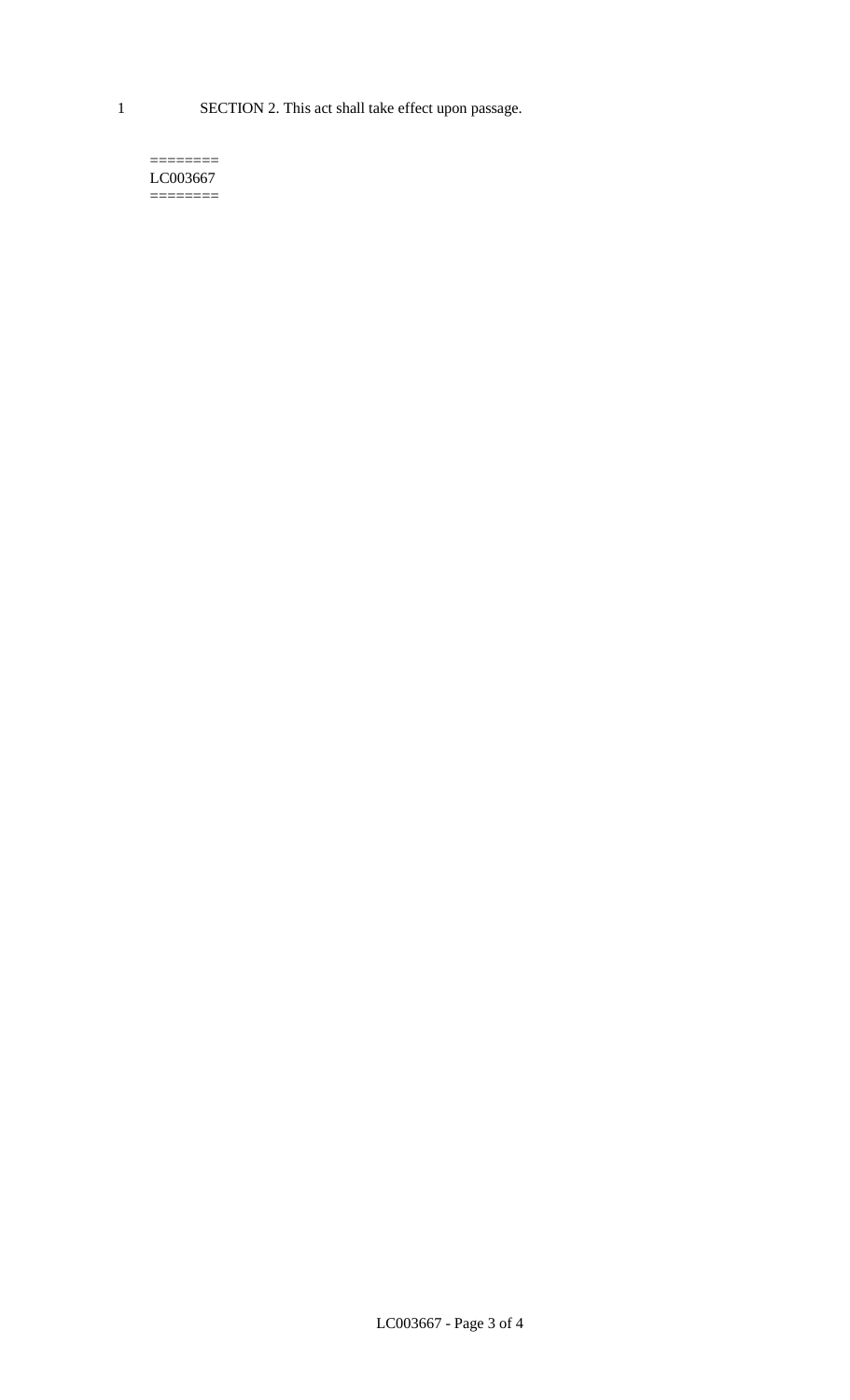SECTION 2. This act shall take effect upon passage.

========
LC003667
========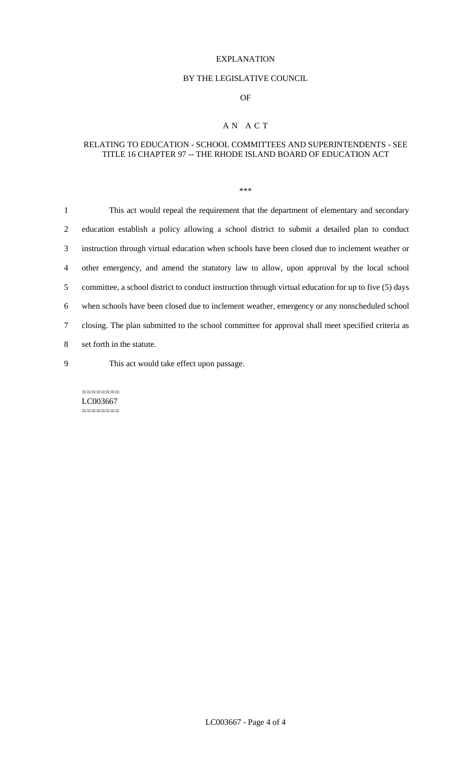EXPLANATION

BY THE LEGISLATIVE COUNCIL

OF

# A N  A C T

RELATING TO EDUCATION - SCHOOL COMMITTEES AND SUPERINTENDENTS - SEE TITLE 16 CHAPTER 97 -- THE RHODE ISLAND BOARD OF EDUCATION ACT

\*\*\*

1 This act would repeal the requirement that the department of elementary and secondary
2 education establish a policy allowing a school district to submit a detailed plan to conduct
3 instruction through virtual education when schools have been closed due to inclement weather or
4 other emergency, and amend the statutory law to allow, upon approval by the local school
5 committee, a school district to conduct instruction through virtual education for up to five (5) days
6 when schools have been closed due to inclement weather, emergency or any nonscheduled school
7 closing. The plan submitted to the school committee for approval shall meet specified criteria as
8 set forth in the statute.

9 This act would take effect upon passage.

========
LC003667
========